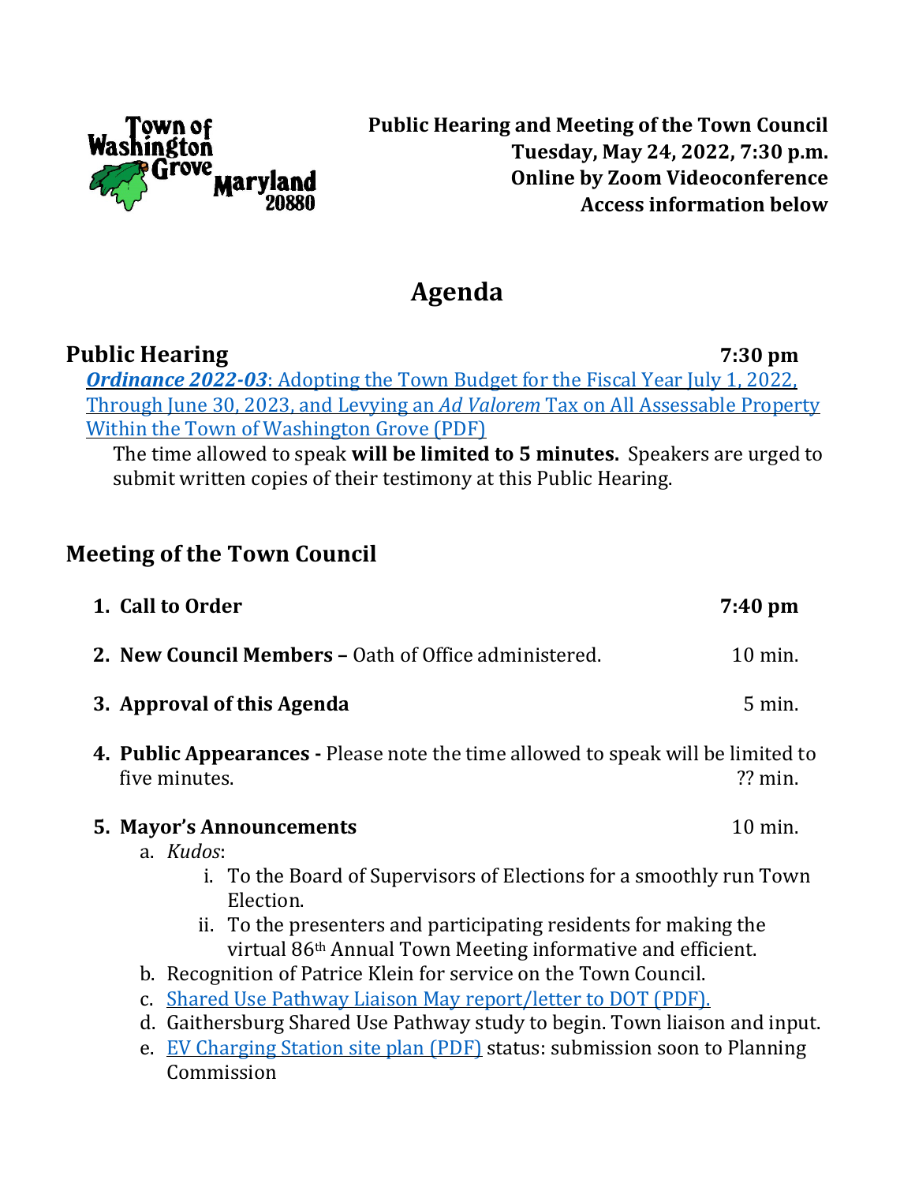**Public Hearing and Meeting of the Town Council**
**Tuesday, May 24, 2022, 7:30 p.m.**
**Online by Zoom Videoconference**
**Access information below**

# Agenda

## Public Hearing 7:30 pm

***Ordinance 2022-03***: Adopting the Town Budget for the Fiscal Year July 1, 2022, Through June 30, 2023, and Levying an *Ad Valorem* Tax on All Assessable Property Within the Town of Washington Grove (PDF)

The time allowed to speak **will be limited to 5 minutes.** Speakers are urged to submit written copies of their testimony at this Public Hearing.

## Meeting of the Town Council

1. **Call to Order** **7:40 pm**
2. **New Council Members –** Oath of Office administered. 10 min.
3. **Approval of this Agenda** 5 min.
4. **Public Appearances -** Please note the time allowed to speak will be limited to five minutes. ?? min.
5. **Mayor's Announcements** 10 min.
   a. *Kudos*:
      i. To the Board of Supervisors of Elections for a smoothly run Town Election.
      ii. To the presenters and participating residents for making the virtual 86th Annual Town Meeting informative and efficient.
   b. Recognition of Patrice Klein for service on the Town Council.
   c. Shared Use Pathway Liaison May report/letter to DOT (PDF).
   d. Gaithersburg Shared Use Pathway study to begin. Town liaison and input.
   e. EV Charging Station site plan (PDF) status: submission soon to Planning Commission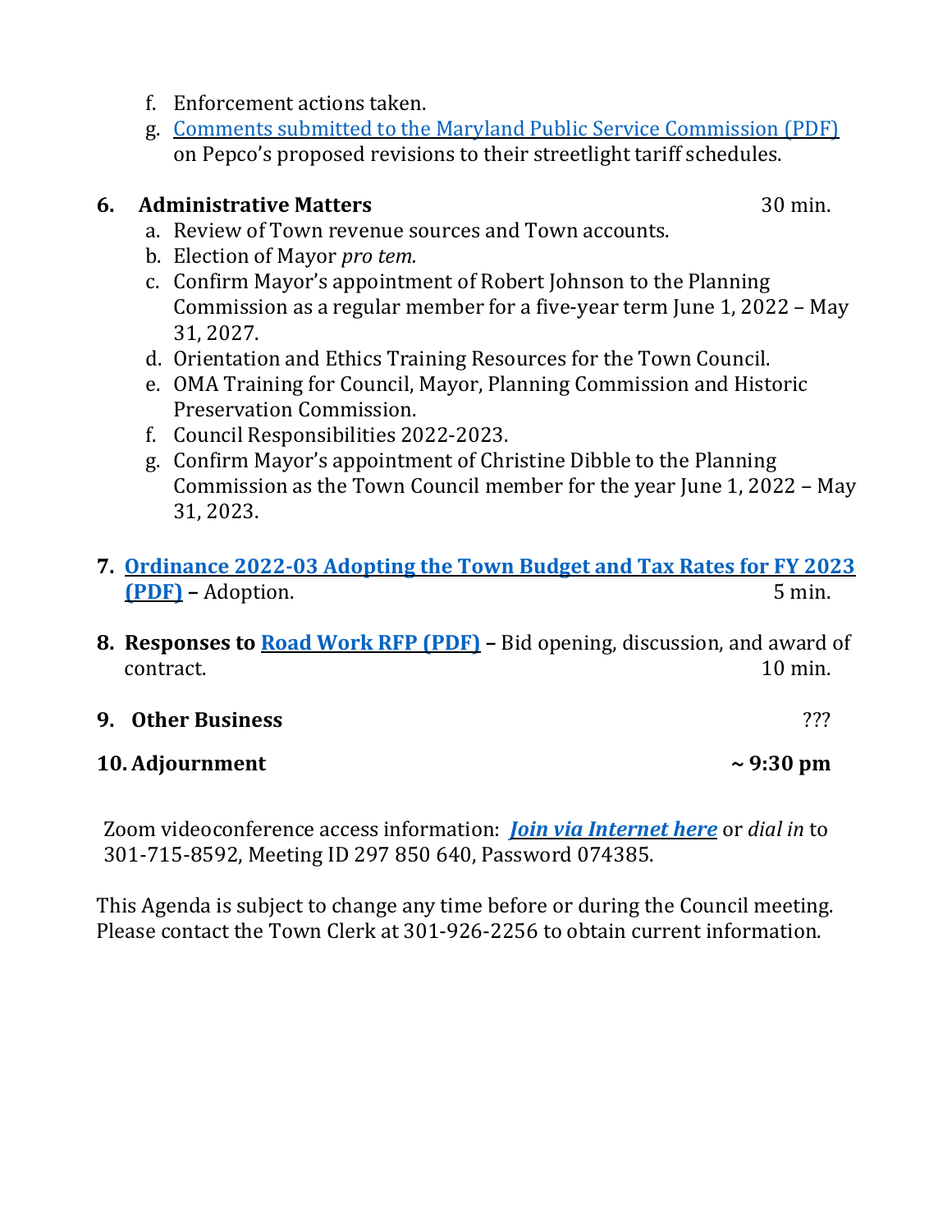f. Enforcement actions taken.
g. Comments submitted to the Maryland Public Service Commission (PDF) on Pepco's proposed revisions to their streetlight tariff schedules.

**6. Administrative Matters** 30 min.

a. Review of Town revenue sources and Town accounts.
b. Election of Mayor *pro tem.*
c. Confirm Mayor's appointment of Robert Johnson to the Planning Commission as a regular member for a five-year term June 1, 2022 – May 31, 2027.
d. Orientation and Ethics Training Resources for the Town Council.
e. OMA Training for Council, Mayor, Planning Commission and Historic Preservation Commission.
f. Council Responsibilities 2022-2023.
g. Confirm Mayor's appointment of Christine Dibble to the Planning Commission as the Town Council member for the year June 1, 2022 – May 31, 2023.

**7. Ordinance 2022-03 Adopting the Town Budget and Tax Rates for FY 2023 (PDF) –** Adoption. 5 min.

**8. Responses to Road Work RFP (PDF) –** Bid opening, discussion, and award of contract. 10 min.

**9. Other Business** ???

**10. Adjournment** **~ 9:30 pm**

Zoom videoconference access information: ***Join via Internet here*** or *dial in* to 301-715-8592, Meeting ID 297 850 640, Password 074385.

This Agenda is subject to change any time before or during the Council meeting. Please contact the Town Clerk at 301-926-2256 to obtain current information.